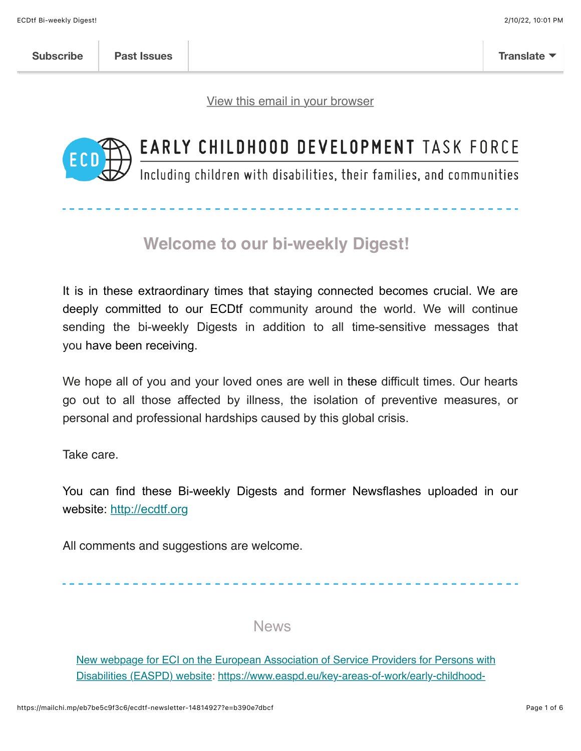Subscribe | Past Issues | Translate

[View this email in your browser]

EARLY CHILDHOOD DEVELOPMENT TASK FORCE

Including children with disabilities, their families, and communities

## Welcome to our bi-weekly Digest!

It is in these extraordinary times that staying connected becomes crucial. We are deeply committed to our ECDtf community around the world. We will continue sending the bi-weekly Digests in addition to all time-sensitive messages that you have been receiving.

We hope all of you and your loved ones are well in these difficult times. Our hearts go out to all those affected by illness, the isolation of preventive measures, or personal and professional hardships caused by this global crisis.

Take care.

You can find these Bi-weekly Digests and former Newsflashes uploaded in our website: http://ecdtf.org

All comments and suggestions are welcome.

## News

New webpage for ECI on the European Association of Service Providers for Persons with Disabilities (EASPD) website: https://www.easpd.eu/key-areas-of-work/early-childhood-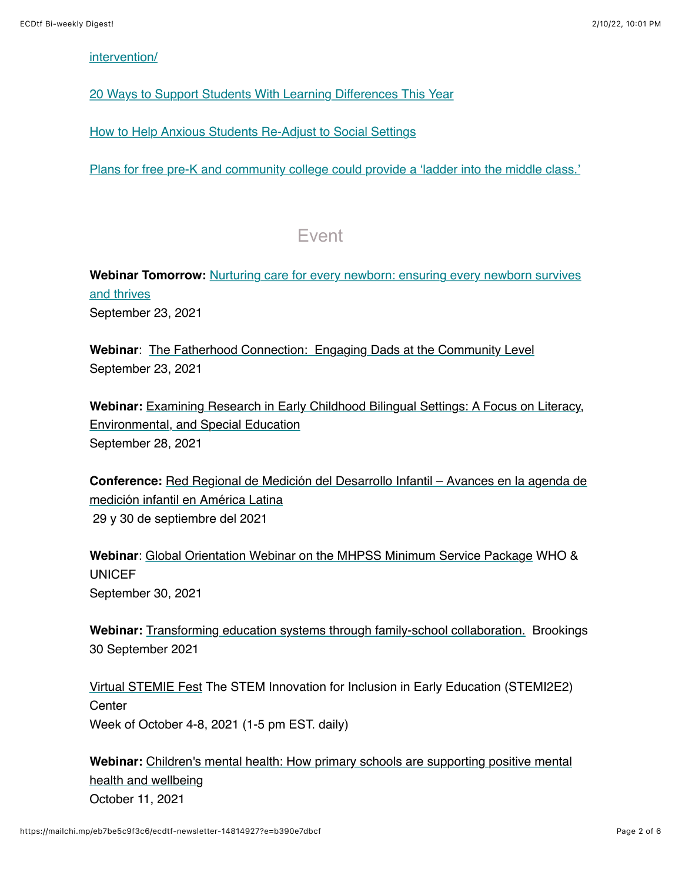intervention/

20 Ways to Support Students With Learning Differences This Year

How to Help Anxious Students Re-Adjust to Social Settings

Plans for free pre-K and community college could provide a 'ladder into the middle class.'

## Event

**Webinar Tomorrow:** Nurturing care for every newborn: ensuring every newborn survives and thrives
September 23, 2021

**Webinar**: The Fatherhood Connection: Engaging Dads at the Community Level
September 23, 2021

**Webinar:** Examining Research in Early Childhood Bilingual Settings: A Focus on Literacy, Environmental, and Special Education
September 28, 2021

**Conference:** Red Regional de Medición del Desarrollo Infantil – Avances en la agenda de medición infantil en América Latina
29 y 30 de septiembre del 2021

**Webinar**: Global Orientation Webinar on the MHPSS Minimum Service Package WHO & UNICEF
September 30, 2021

**Webinar:** Transforming education systems through family-school collaboration. Brookings
30 September 2021

Virtual STEMIE Fest The STEM Innovation for Inclusion in Early Education (STEMI2E2) Center
Week of October 4-8, 2021 (1-5 pm EST. daily)

**Webinar:** Children's mental health: How primary schools are supporting positive mental health and wellbeing
October 11, 2021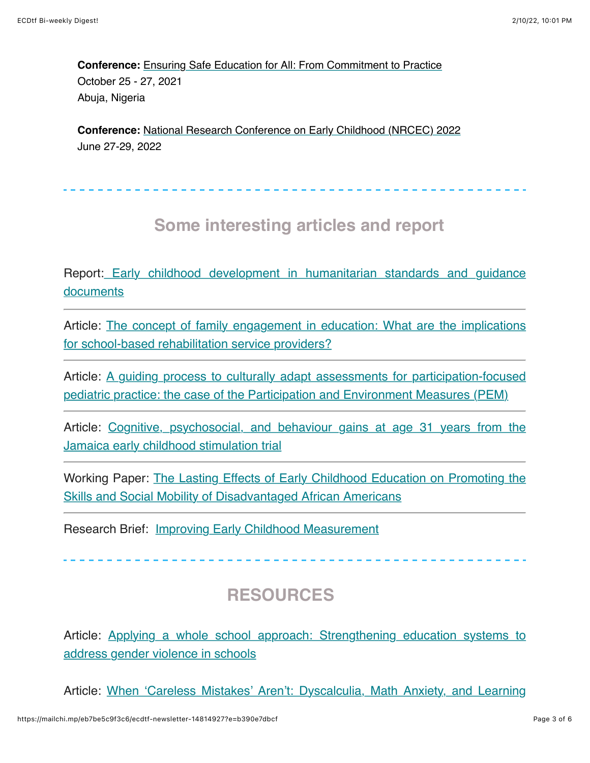**Conference:** Ensuring Safe Education for All: From Commitment to Practice
October 25 - 27, 2021
Abuja, Nigeria

**Conference:** National Research Conference on Early Childhood (NRCEC) 2022
June 27-29, 2022

---

## Some interesting articles and report

Report: Early childhood development in humanitarian standards and guidance documents

---

Article: The concept of family engagement in education: What are the implications for school-based rehabilitation service providers?

---

Article: A guiding process to culturally adapt assessments for participation-focused pediatric practice: the case of the Participation and Environment Measures (PEM)

---

Article: Cognitive, psychosocial, and behaviour gains at age 31 years from the Jamaica early childhood stimulation trial

---

Working Paper: The Lasting Effects of Early Childhood Education on Promoting the Skills and Social Mobility of Disadvantaged African Americans

---

Research Brief: Improving Early Childhood Measurement

---

## RESOURCES

Article: Applying a whole school approach: Strengthening education systems to address gender violence in schools

Article: When 'Careless Mistakes' Aren't: Dyscalculia, Math Anxiety, and Learning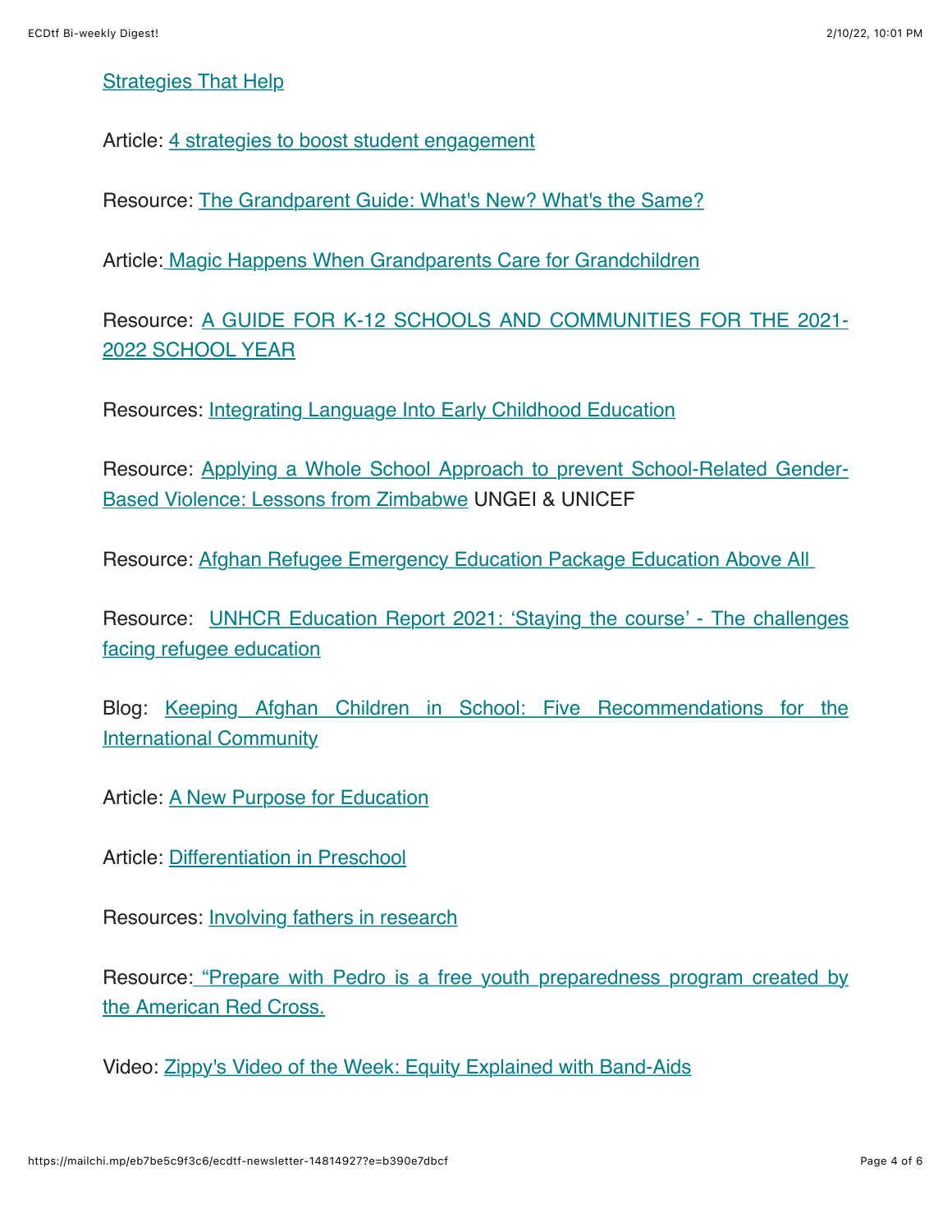Strategies That Help

Article: 4 strategies to boost student engagement

Resource: The Grandparent Guide: What's New? What's the Same?

Article: Magic Happens When Grandparents Care for Grandchildren

Resource: A GUIDE FOR K-12 SCHOOLS AND COMMUNITIES FOR THE 2021-2022 SCHOOL YEAR

Resources: Integrating Language Into Early Childhood Education

Resource: Applying a Whole School Approach to prevent School-Related Gender-Based Violence: Lessons from Zimbabwe UNGEI & UNICEF

Resource: Afghan Refugee Emergency Education Package Education Above All

Resource: UNHCR Education Report 2021: 'Staying the course' - The challenges facing refugee education

Blog: Keeping Afghan Children in School: Five Recommendations for the International Community

Article: A New Purpose for Education

Article: Differentiation in Preschool

Resources: Involving fathers in research

Resource: "Prepare with Pedro is a free youth preparedness program created by the American Red Cross.

Video: Zippy's Video of the Week: Equity Explained with Band-Aids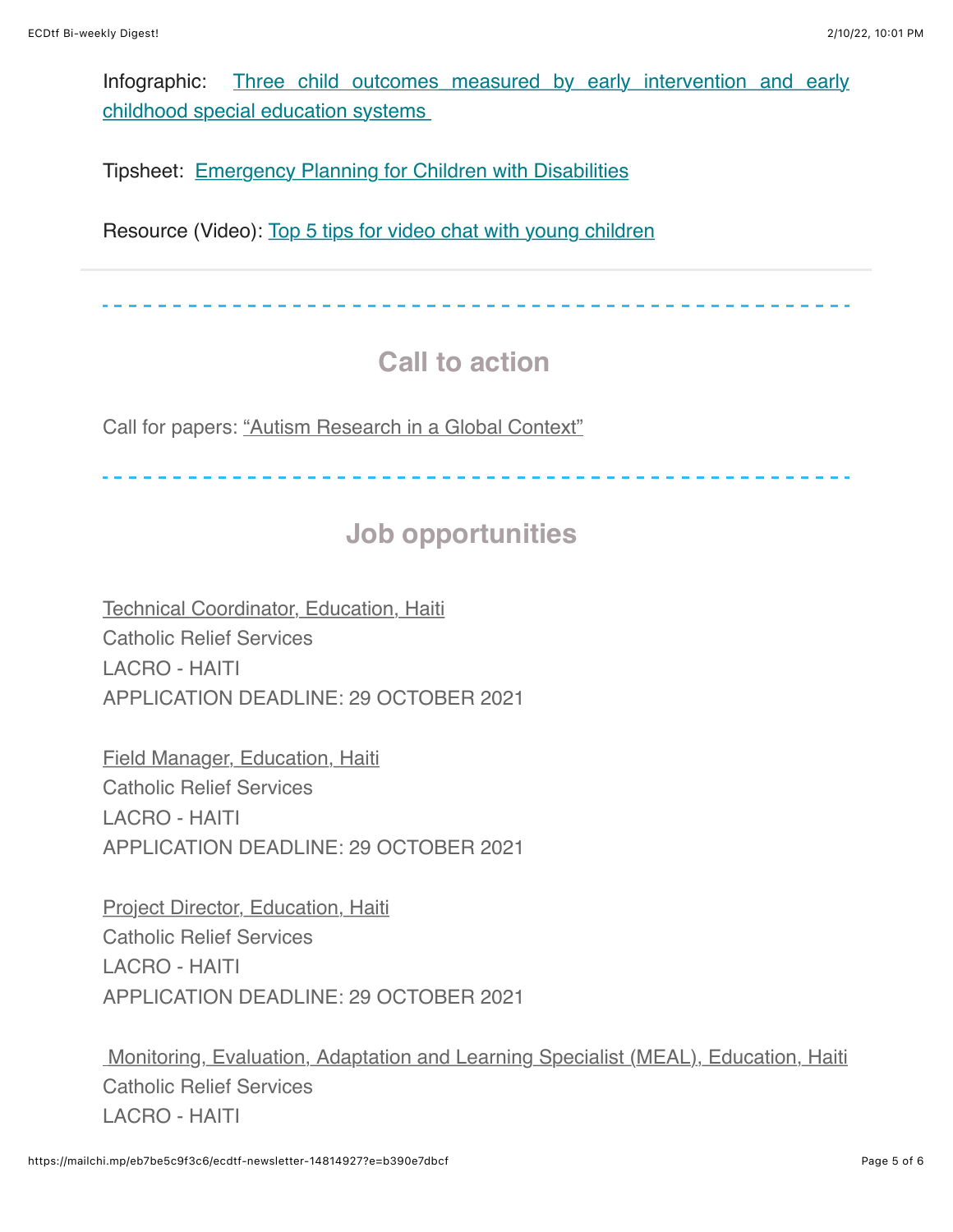Infographic: Three child outcomes measured by early intervention and early childhood special education systems

Tipsheet: Emergency Planning for Children with Disabilities

Resource (Video): Top 5 tips for video chat with young children

---

## Call to action

Call for papers: "Autism Research in a Global Context"

---

## Job opportunities

Technical Coordinator, Education, Haiti
Catholic Relief Services
LACRO - HAITI
APPLICATION DEADLINE: 29 OCTOBER 2021

Field Manager, Education, Haiti
Catholic Relief Services
LACRO - HAITI
APPLICATION DEADLINE: 29 OCTOBER 2021

Project Director, Education, Haiti
Catholic Relief Services
LACRO - HAITI
APPLICATION DEADLINE: 29 OCTOBER 2021

Monitoring, Evaluation, Adaptation and Learning Specialist (MEAL), Education, Haiti
Catholic Relief Services
LACRO - HAITI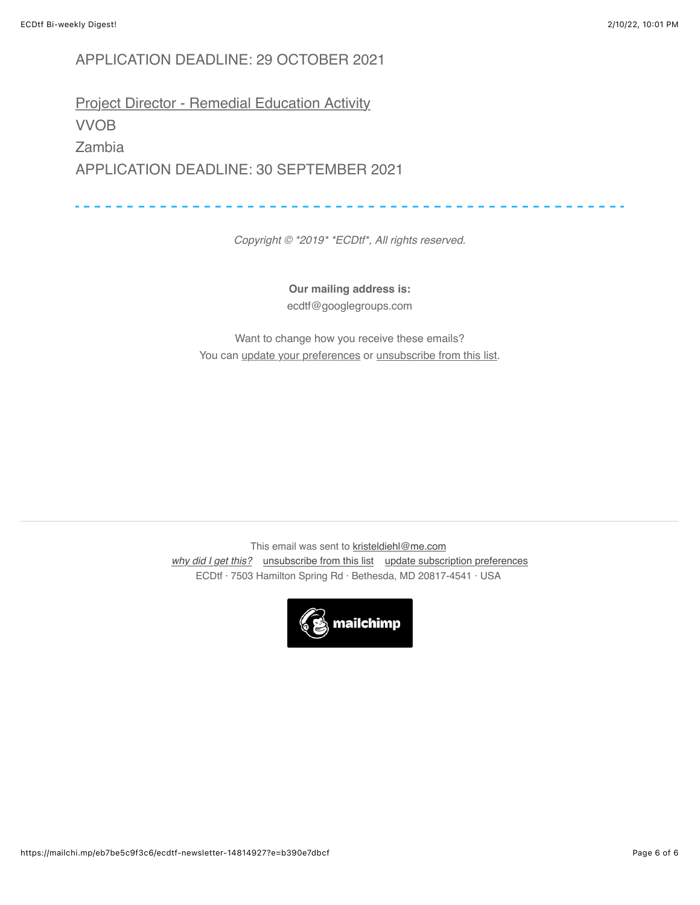APPLICATION DEADLINE: 29 OCTOBER 2021

Project Director - Remedial Education Activity
VVOB
Zambia
APPLICATION DEADLINE: 30 SEPTEMBER 2021

---

*Copyright © *2019* *ECDtf*, All rights reserved.*

**Our mailing address is:**
ecdtf@googlegroups.com

Want to change how you receive these emails?
You can update your preferences or unsubscribe from this list.

---

This email was sent to kristeldiehl@me.com
*why did I get this?* unsubscribe from this list update subscription preferences
ECDtf · 7503 Hamilton Spring Rd · Bethesda, MD 20817-4541 · USA

mailchimp